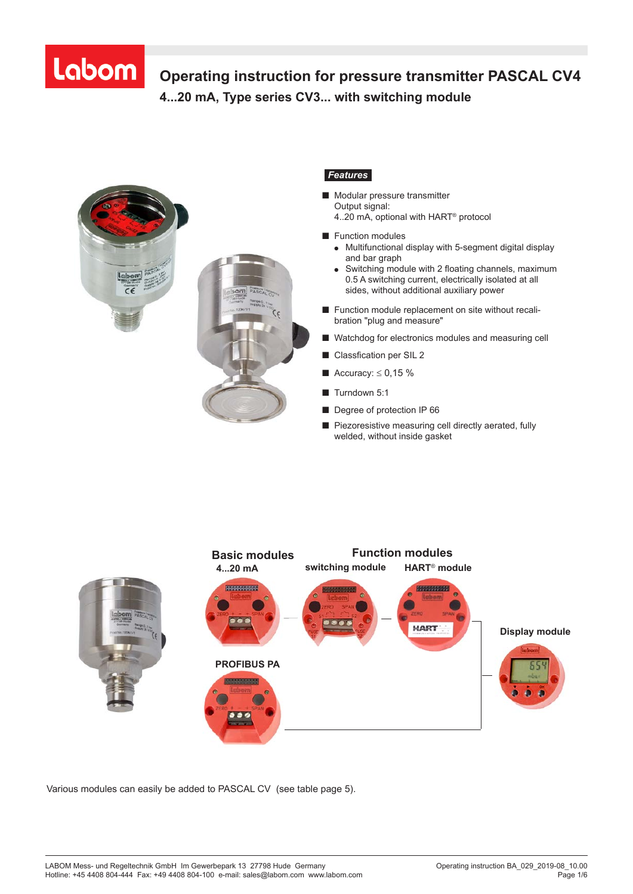# Operating instruction for pressure transmitter PASCAL CV4

## 4...20 mA, Type series CV3... with switching module

***Features***

- Modular pressure transmitter
  Output signal:
  4..20 mA, optional with HART® protocol
- Function modules
  - Multifunctional display with 5-segment digital display and bar graph
  - Switching module with 2 floating channels, maximum 0.5 A switching current, electrically isolated at all sides, without additional auxiliary power
- Function module replacement on site without recalibration "plug and measure"
- Watchdog for electronics modules and measuring cell
- Classfication per SIL 2
- Accuracy: ≤ 0,15 %
- Turndown 5:1
- Degree of protection IP 66
- Piezoresistive measuring cell directly aerated, fully welded, without inside gasket

**Basic modules**

**4...20 mA**

**PROFIBUS PA**

**Function modules**

**switching module**

**HART® module**

**Display module**

Various modules can easily be added to PASCAL CV (see table page 5).

LABOM Mess- und Regeltechnik GmbH Im Gewerbepark 13 27798 Hude Germany
Hotline: +45 4408 804-444 Fax: +49 4408 804-100 e-mail: sales@labom.com www.labom.com

Operating instruction BA_029_2019-08_10.00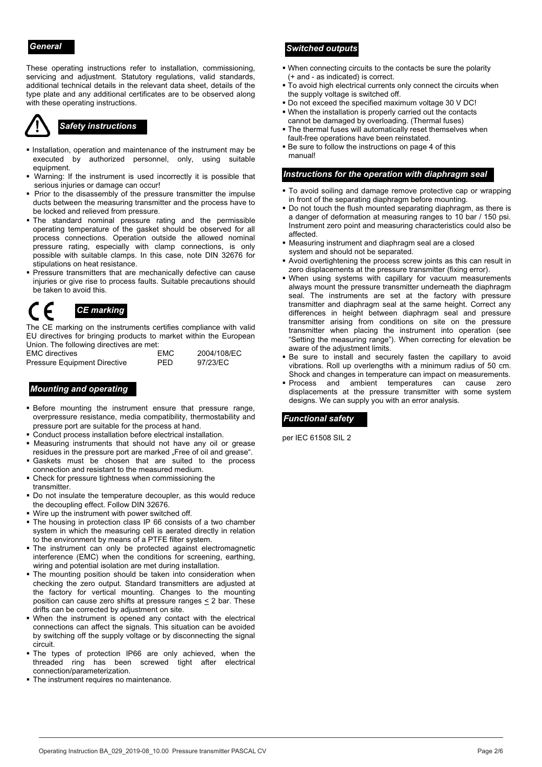## General

These operating instructions refer to installation, commissioning, servicing and adjustment. Statutory regulations, valid standards, additional technical details in the relevant data sheet, details of the type plate and any additional certificates are to be observed along with these operating instructions.

## Safety instructions

- Installation, operation and maintenance of the instrument may be executed by authorized personnel, only, using suitable equipment.
- Warning: If the instrument is used incorrectly it is possible that serious injuries or damage can occur!
- Prior to the disassembly of the pressure transmitter the impulse ducts between the measuring transmitter and the process have to be locked and relieved from pressure.
- The standard nominal pressure rating and the permissible operating temperature of the gasket should be observed for all process connections. Operation outside the allowed nominal pressure rating, especially with clamp connections, is only possible with suitable clamps. In this case, note DIN 32676 for stipulations on heat resistance.
- Pressure transmitters that are mechanically defective can cause injuries or give rise to process faults. Suitable precautions should be taken to avoid this.

## CE marking

The CE marking on the instruments certifies compliance with valid EU directives for bringing products to market within the European Union. The following directives are met:

| | | |
|---|---|---|
| EMC directives | EMC | 2004/108/EC |
| Pressure Equipment Directive | PED | 97/23/EC |

## Mounting and operating

- Before mounting the instrument ensure that pressure range, overpressure resistance, media compatibility, thermostability and pressure port are suitable for the process at hand.
- Conduct process installation before electrical installation.
- Measuring instruments that should not have any oil or grease residues in the pressure port are marked „Free of oil and grease".
- Gaskets must be chosen that are suited to the process connection and resistant to the measured medium.
- Check for pressure tightness when commissioning the transmitter.
- Do not insulate the temperature decoupler, as this would reduce the decoupling effect. Follow DIN 32676.
- Wire up the instrument with power switched off.
- The housing in protection class IP 66 consists of a two chamber system in which the measuring cell is aerated directly in relation to the environment by means of a PTFE filter system.
- The instrument can only be protected against electromagnetic interference (EMC) when the conditions for screening, earthing, wiring and potential isolation are met during installation.
- The mounting position should be taken into consideration when checking the zero output. Standard transmitters are adjusted at the factory for vertical mounting. Changes to the mounting position can cause zero shifts at pressure ranges $\leq$ 2 bar. These drifts can be corrected by adjustment on site.
- When the instrument is opened any contact with the electrical connections can affect the signals. This situation can be avoided by switching off the supply voltage or by disconnecting the signal circuit.
- The types of protection IP66 are only achieved, when the threaded ring has been screwed tight after electrical connection/parameterization.
- The instrument requires no maintenance.

## Switched outputs

- When connecting circuits to the contacts be sure the polarity (+ and - as indicated) is correct.
- To avoid high electrical currents only connect the circuits when the supply voltage is switched off.
- Do not exceed the specified maximum voltage 30 V DC!
- When the installation is properly carried out the contacts cannot be damaged by overloading. (Thermal fuses)
- The thermal fuses will automatically reset themselves when fault-free operations have been reinstated.
- Be sure to follow the instructions on page 4 of this manual!

## Instructions for the operation with diaphragm seal

- To avoid soiling and damage remove protective cap or wrapping in front of the separating diaphragm before mounting.
- Do not touch the flush mounted separating diaphragm, as there is a danger of deformation at measuring ranges to 10 bar / 150 psi. Instrument zero point and measuring characteristics could also be affected.
- Measuring instrument and diaphragm seal are a closed system and should not be separated.
- Avoid overtightening the process screw joints as this can result in zero displacements at the pressure transmitter (fixing error).
- When using systems with capillary for vacuum measurements always mount the pressure transmitter underneath the diaphragm seal. The instruments are set at the factory with pressure transmitter and diaphragm seal at the same height. Correct any differences in height between diaphragm seal and pressure transmitter arising from conditions on site on the pressure transmitter when placing the instrument into operation (see "Setting the measuring range"). When correcting for elevation be aware of the adjustment limits.
- Be sure to install and securely fasten the capillary to avoid vibrations. Roll up overlengths with a minimum radius of 50 cm. Shock and changes in temperature can impact on measurements.
- Process and ambient temperatures can cause zero displacements at the pressure transmitter with some system designs. We can supply you with an error analysis.

## Functional safety

per IEC 61508 SIL 2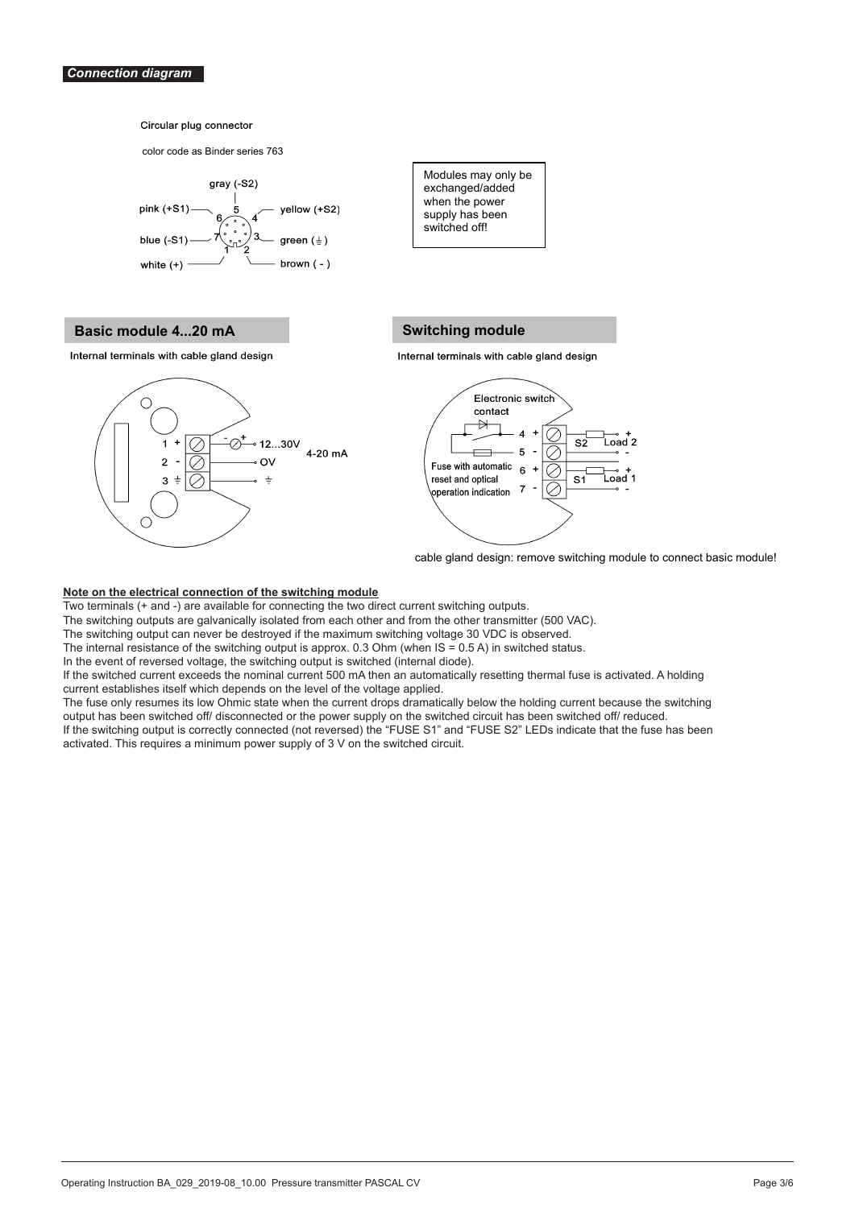### *Connection diagram*

Circular plug connector

color code as Binder series 763

gray (-S2)

pink (+S1) — 6, 5 — yellow (+S2) — 4

blue (-S1) — 7, 3 — green (⏚)

white (+) — 1, 2 — brown ( - )

Modules may only be exchanged/added when the power supply has been switched off!

## Basic module 4...20 mA

Internal terminals with cable gland design

1 + — 12...30V
2 - — OV
3 ⏚ — ⏚

4-20 mA

## Switching module

Internal terminals with cable gland design

Electronic switch contact

4 + — S2 — Load 2 +
5 - — -

Fuse with automatic reset and optical operation indication

6 + — S1 — Load 1 +
7 - — -

cable gland design: remove switching module to connect basic module!

**Note on the electrical connection of the switching module**

Two terminals (+ and -) are available for connecting the two direct current switching outputs.
The switching outputs are galvanically isolated from each other and from the other transmitter (500 VAC).
The switching output can never be destroyed if the maximum switching voltage 30 VDC is observed.
The internal resistance of the switching output is approx. 0.3 Ohm (when IS = 0.5 A) in switched status.
In the event of reversed voltage, the switching output is switched (internal diode).
If the switched current exceeds the nominal current 500 mA then an automatically resetting thermal fuse is activated. A holding current establishes itself which depends on the level of the voltage applied.
The fuse only resumes its low Ohmic state when the current drops dramatically below the holding current because the switching output has been switched off/ disconnected or the power supply on the switched circuit has been switched off/ reduced.
If the switching output is correctly connected (not reversed) the "FUSE S1" and "FUSE S2" LEDs indicate that the fuse has been activated. This requires a minimum power supply of 3 V on the switched circuit.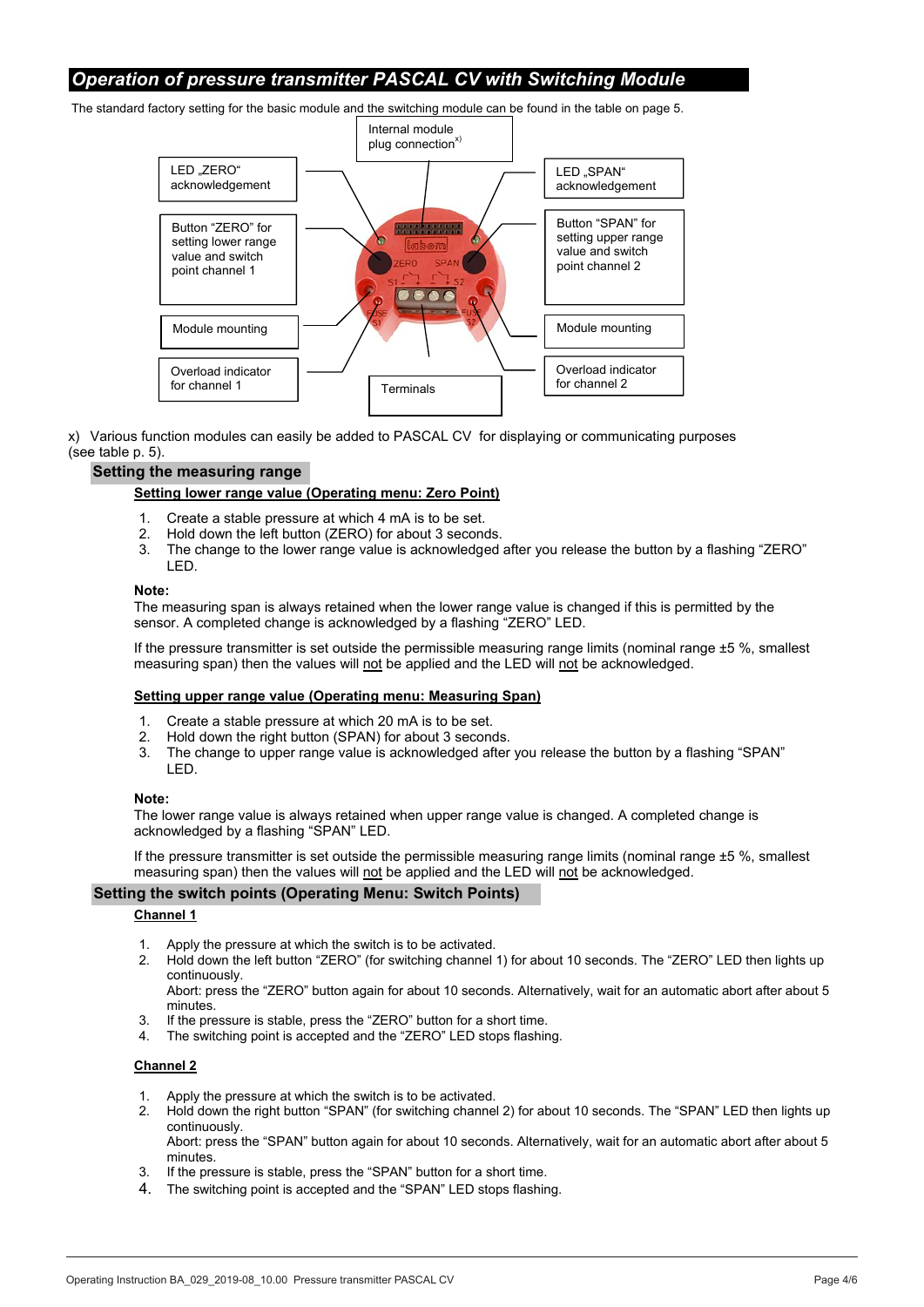## Operation of pressure transmitter PASCAL CV with Switching Module

The standard factory setting for the basic module and the switching module can be found in the table on page 5.

Internal module plug connection[x)]

LED „ZERO" acknowledgement

LED „SPAN" acknowledgement

Button "ZERO" for setting lower range value and switch point channel 1

Button "SPAN" for setting upper range value and switch point channel 2

Module mounting

Module mounting

Overload indicator for channel 1

Terminals

Overload indicator for channel 2

x) Various function modules can easily be added to PASCAL CV for displaying or communicating purposes (see table p. 5).

### Setting the measuring range

**Setting lower range value (Operating menu: Zero Point)**

1. Create a stable pressure at which 4 mA is to be set.
2. Hold down the left button (ZERO) for about 3 seconds.
3. The change to the lower range value is acknowledged after you release the button by a flashing "ZERO" LED.

**Note:**
The measuring span is always retained when the lower range value is changed if this is permitted by the sensor. A completed change is acknowledged by a flashing "ZERO" LED.

If the pressure transmitter is set outside the permissible measuring range limits (nominal range ±5 %, smallest measuring span) then the values will not be applied and the LED will not be acknowledged.

**Setting upper range value (Operating menu: Measuring Span)**

1. Create a stable pressure at which 20 mA is to be set.
2. Hold down the right button (SPAN) for about 3 seconds.
3. The change to upper range value is acknowledged after you release the button by a flashing "SPAN" LED.

**Note:**
The lower range value is always retained when upper range value is changed. A completed change is acknowledged by a flashing "SPAN" LED.

If the pressure transmitter is set outside the permissible measuring range limits (nominal range ±5 %, smallest measuring span) then the values will not be applied and the LED will not be acknowledged.

### Setting the switch points (Operating Menu: Switch Points)

**Channel 1**

1. Apply the pressure at which the switch is to be activated.
2. Hold down the left button "ZERO" (for switching channel 1) for about 10 seconds. The "ZERO" LED then lights up continuously.
   Abort: press the "ZERO" button again for about 10 seconds. Alternatively, wait for an automatic abort after about 5 minutes.
3. If the pressure is stable, press the "ZERO" button for a short time.
4. The switching point is accepted and the "ZERO" LED stops flashing.

**Channel 2**

1. Apply the pressure at which the switch is to be activated.
2. Hold down the right button "SPAN" (for switching channel 2) for about 10 seconds. The "SPAN" LED then lights up continuously.
   Abort: press the "SPAN" button again for about 10 seconds. Alternatively, wait for an automatic abort after about 5 minutes.
3. If the pressure is stable, press the "SPAN" button for a short time.
4. The switching point is accepted and the "SPAN" LED stops flashing.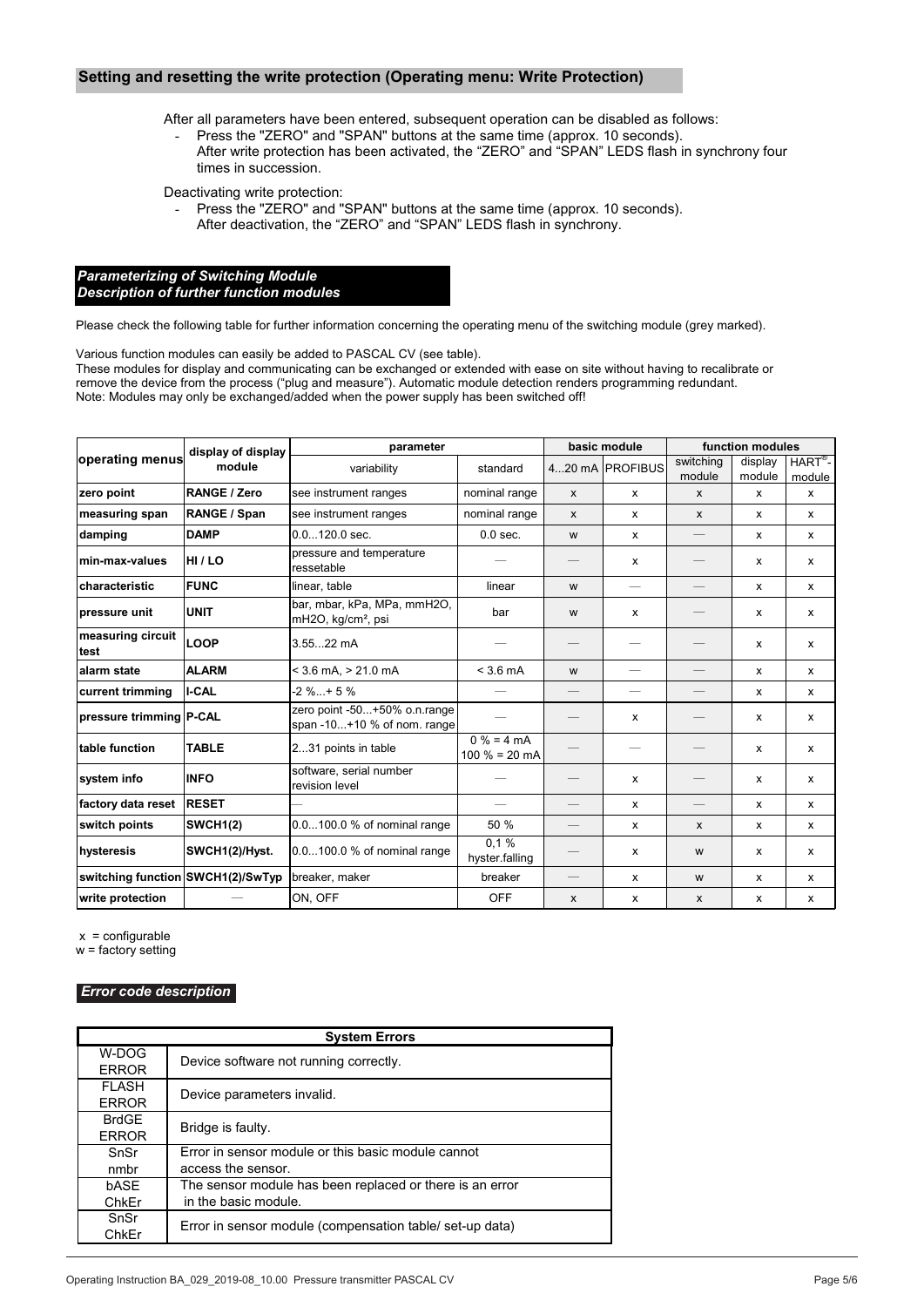## Setting and resetting the write protection (Operating menu: Write Protection)

After all parameters have been entered, subsequent operation can be disabled as follows:

- Press the "ZERO" and "SPAN" buttons at the same time (approx. 10 seconds).
  After write protection has been activated, the "ZERO" and "SPAN" LEDS flash in synchrony four times in succession.

Deactivating write protection:

- Press the "ZERO" and "SPAN" buttons at the same time (approx. 10 seconds).
  After deactivation, the "ZERO" and "SPAN" LEDS flash in synchrony.

## *Parameterizing of Switching Module*
## *Description of further function modules*

Please check the following table for further information concerning the operating menu of the switching module (grey marked).

Various function modules can easily be added to PASCAL CV (see table).
These modules for display and communicating can be exchanged or extended with ease on site without having to recalibrate or remove the device from the process ("plug and measure"). Automatic module detection renders programming redundant.
Note: Modules may only be exchanged/added when the power supply has been switched off!

| operating menus | display of display module | parameter | | basic module | | function modules | | |
|---|---|---|---|---|---|---|---|---|
| | | variability | standard | 4...20 mA | PROFIBUS | switching module | display module | HART®-module |
| **zero point** | **RANGE / Zero** | see instrument ranges | nominal range | x | x | x | x | x |
| **measuring span** | **RANGE / Span** | see instrument ranges | nominal range | x | x | x | x | x |
| **damping** | **DAMP** | 0.0...120.0 sec. | 0.0 sec. | w | x | — | x | x |
| **min-max-values** | **HI / LO** | pressure and temperature ressetable | — | — | x | — | x | x |
| **characteristic** | **FUNC** | linear, table | linear | w | — | — | x | x |
| **pressure unit** | **UNIT** | bar, mbar, kPa, MPa, mmH2O, mH2O, kg/cm², psi | bar | w | x | — | x | x |
| **measuring circuit test** | **LOOP** | 3.55...22 mA | — | — | — | — | x | x |
| **alarm state** | **ALARM** | < 3.6 mA, > 21.0 mA | < 3.6 mA | w | — | — | x | x |
| **current trimming** | **I-CAL** | -2 %...+ 5 % | — | — | — | — | x | x |
| **pressure trimming** | **P-CAL** | zero point -50...+50% o.n.range span -10...+10 % of nom. range | — | — | x | — | x | x |
| **table function** | **TABLE** | 2...31 points in table | 0 % = 4 mA 100 % = 20 mA | — | — | — | x | x |
| **system info** | **INFO** | software, serial number revision level | — | — | x | — | x | x |
| **factory data reset** | **RESET** | — | — | — | x | — | x | x |
| **switch points** | **SWCH1(2)** | 0.0...100.0 % of nominal range | 50 % | — | x | x | x | x |
| **hysteresis** | **SWCH1(2)/Hyst.** | 0.0...100.0 % of nominal range | 0,1 % hyster.falling | — | x | w | x | x |
| **switching function** | **SWCH1(2)/SwTyp** | breaker, maker | breaker | — | x | w | x | x |
| **write protection** | — | ON, OFF | OFF | x | x | x | x | x |

x = configurable
w = factory setting

## *Error code description*

| System Errors | |
|---|---|
| W-DOG ERROR | Device software not running correctly. |
| FLASH ERROR | Device parameters invalid. |
| BrdGE ERROR | Bridge is faulty. |
| SnSr nmbr | Error in sensor module or this basic module cannot access the sensor. |
| bASE ChkEr | The sensor module has been replaced or there is an error in the basic module. |
| SnSr ChkEr | Error in sensor module (compensation table/ set-up data) |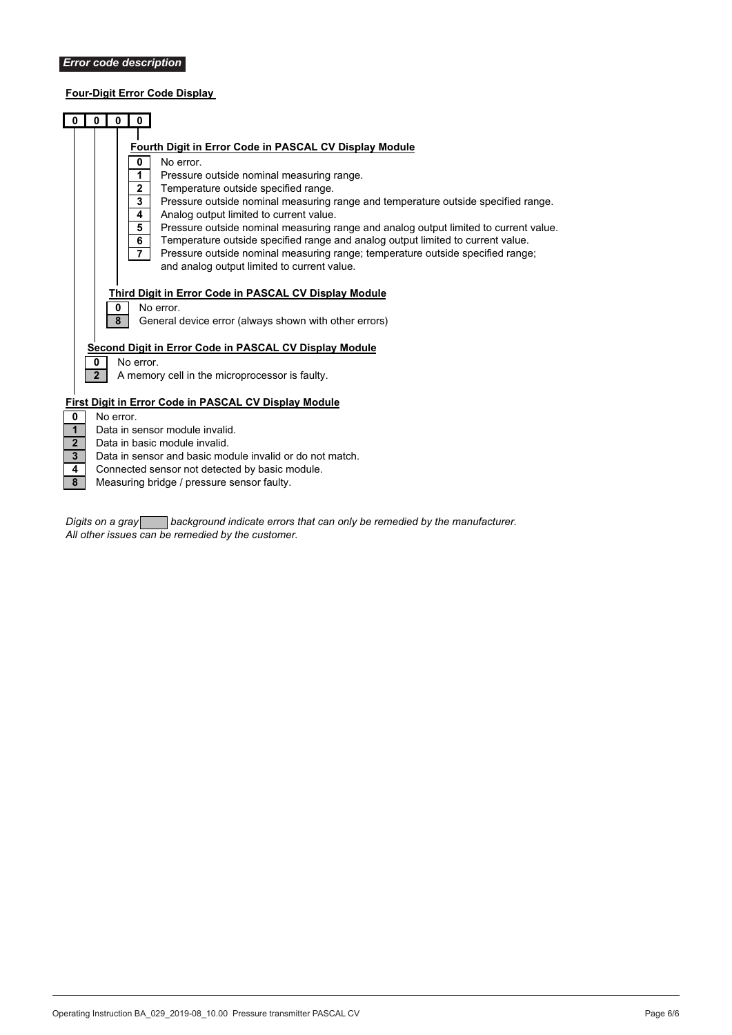## *Error code description*

**Four-Digit Error Code Display**

| 0 | 0 | 0 | 0 |
|---|---|---|---|

**Fourth Digit in Error Code in PASCAL CV Display Module**

- **0** No error.
- **1** Pressure outside nominal measuring range.
- **2** Temperature outside specified range.
- **3** Pressure outside nominal measuring range and temperature outside specified range.
- **4** Analog output limited to current value.
- **5** Pressure outside nominal measuring range and analog output limited to current value.
- **6** Temperature outside specified range and analog output limited to current value.
- **7** Pressure outside nominal measuring range; temperature outside specified range; and analog output limited to current value.

**Third Digit in Error Code in PASCAL CV Display Module**

- **0** No error.
- **8** General device error (always shown with other errors)

**Second Digit in Error Code in PASCAL CV Display Module**

- **0** No error.
- **2** A memory cell in the microprocessor is faulty.

**First Digit in Error Code in PASCAL CV Display Module**

- **0** No error.
- **1** Data in sensor module invalid.
- **2** Data in basic module invalid.
- **3** Data in sensor and basic module invalid or do not match.
- **4** Connected sensor not detected by basic module.
- **8** Measuring bridge / pressure sensor faulty.

*Digits on a gray background indicate errors that can only be remedied by the manufacturer.*
*All other issues can be remedied by the customer.*